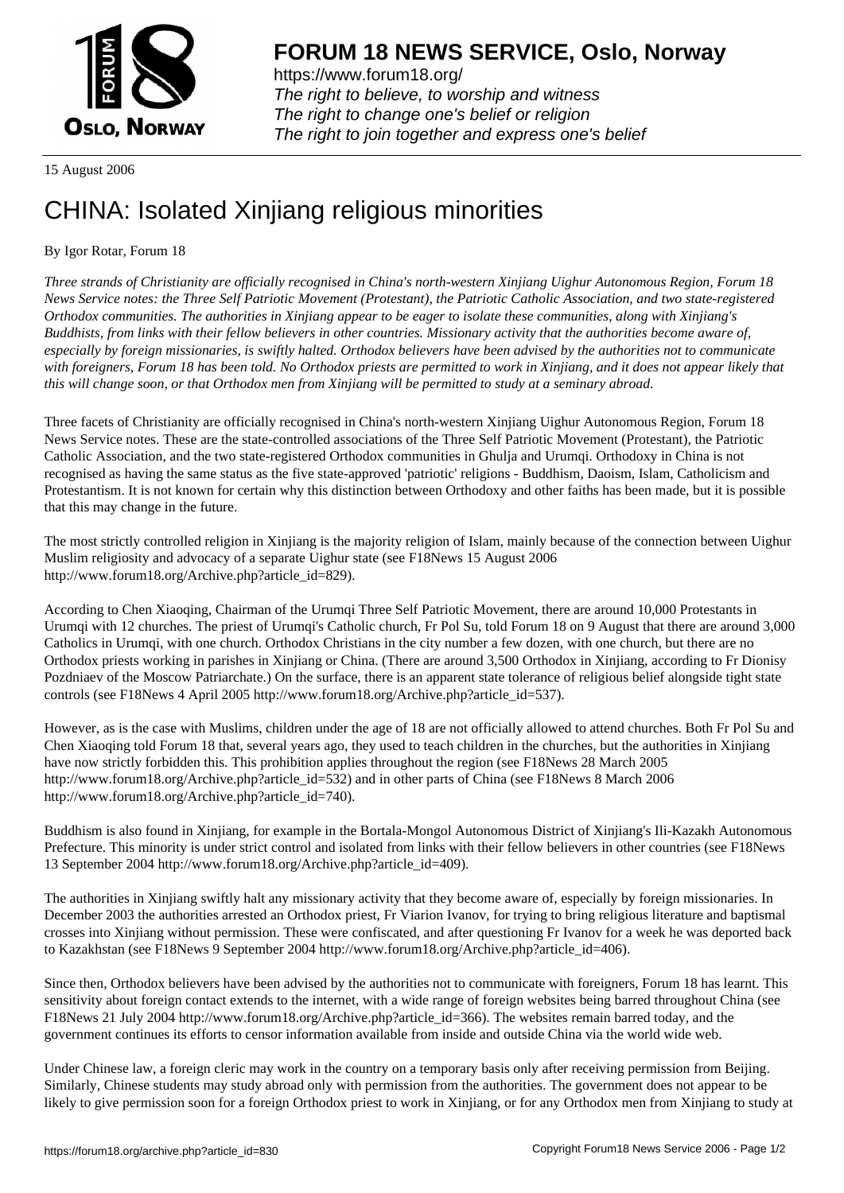**FORUM 18 NEWS SERVICE, Oslo, Norway**

https://www.forum18.org/
*The right to believe, to worship and witness*
*The right to change one's belief or religion*
*The right to join together and express one's belief*

15 August 2006

# CHINA: Isolated Xinjiang religious minorities

By Igor Rotar, Forum 18

*Three strands of Christianity are officially recognised in China's north-western Xinjiang Uighur Autonomous Region, Forum 18 News Service notes: the Three Self Patriotic Movement (Protestant), the Patriotic Catholic Association, and two state-registered Orthodox communities. The authorities in Xinjiang appear to be eager to isolate these communities, along with Xinjiang's Buddhists, from links with their fellow believers in other countries. Missionary activity that the authorities become aware of, especially by foreign missionaries, is swiftly halted. Orthodox believers have been advised by the authorities not to communicate with foreigners, Forum 18 has been told. No Orthodox priests are permitted to work in Xinjiang, and it does not appear likely that this will change soon, or that Orthodox men from Xinjiang will be permitted to study at a seminary abroad.*

Three facets of Christianity are officially recognised in China's north-western Xinjiang Uighur Autonomous Region, Forum 18 News Service notes. These are the state-controlled associations of the Three Self Patriotic Movement (Protestant), the Patriotic Catholic Association, and the two state-registered Orthodox communities in Ghulja and Urumqi. Orthodoxy in China is not recognised as having the same status as the five state-approved 'patriotic' religions - Buddhism, Daoism, Islam, Catholicism and Protestantism. It is not known for certain why this distinction between Orthodoxy and other faiths has been made, but it is possible that this may change in the future.

The most strictly controlled religion in Xinjiang is the majority religion of Islam, mainly because of the connection between Uighur Muslim religiosity and advocacy of a separate Uighur state (see F18News 15 August 2006 http://www.forum18.org/Archive.php?article_id=829).

According to Chen Xiaoqing, Chairman of the Urumqi Three Self Patriotic Movement, there are around 10,000 Protestants in Urumqi with 12 churches. The priest of Urumqi's Catholic church, Fr Pol Su, told Forum 18 on 9 August that there are around 3,000 Catholics in Urumqi, with one church. Orthodox Christians in the city number a few dozen, with one church, but there are no Orthodox priests working in parishes in Xinjiang or China. (There are around 3,500 Orthodox in Xinjiang, according to Fr Dionisy Pozdniaev of the Moscow Patriarchate.) On the surface, there is an apparent state tolerance of religious belief alongside tight state controls (see F18News 4 April 2005 http://www.forum18.org/Archive.php?article_id=537).

However, as is the case with Muslims, children under the age of 18 are not officially allowed to attend churches. Both Fr Pol Su and Chen Xiaoqing told Forum 18 that, several years ago, they used to teach children in the churches, but the authorities in Xinjiang have now strictly forbidden this. This prohibition applies throughout the region (see F18News 28 March 2005 http://www.forum18.org/Archive.php?article_id=532) and in other parts of China (see F18News 8 March 2006 http://www.forum18.org/Archive.php?article_id=740).

Buddhism is also found in Xinjiang, for example in the Bortala-Mongol Autonomous District of Xinjiang's Ili-Kazakh Autonomous Prefecture. This minority is under strict control and isolated from links with their fellow believers in other countries (see F18News 13 September 2004 http://www.forum18.org/Archive.php?article_id=409).

The authorities in Xinjiang swiftly halt any missionary activity that they become aware of, especially by foreign missionaries. In December 2003 the authorities arrested an Orthodox priest, Fr Viarion Ivanov, for trying to bring religious literature and baptismal crosses into Xinjiang without permission. These were confiscated, and after questioning Fr Ivanov for a week he was deported back to Kazakhstan (see F18News 9 September 2004 http://www.forum18.org/Archive.php?article_id=406).

Since then, Orthodox believers have been advised by the authorities not to communicate with foreigners, Forum 18 has learnt. This sensitivity about foreign contact extends to the internet, with a wide range of foreign websites being barred throughout China (see F18News 21 July 2004 http://www.forum18.org/Archive.php?article_id=366). The websites remain barred today, and the government continues its efforts to censor information available from inside and outside China via the world wide web.

Under Chinese law, a foreign cleric may work in the country on a temporary basis only after receiving permission from Beijing. Similarly, Chinese students may study abroad only with permission from the authorities. The government does not appear to be likely to give permission soon for a foreign Orthodox priest to work in Xinjiang, or for any Orthodox men from Xinjiang to study at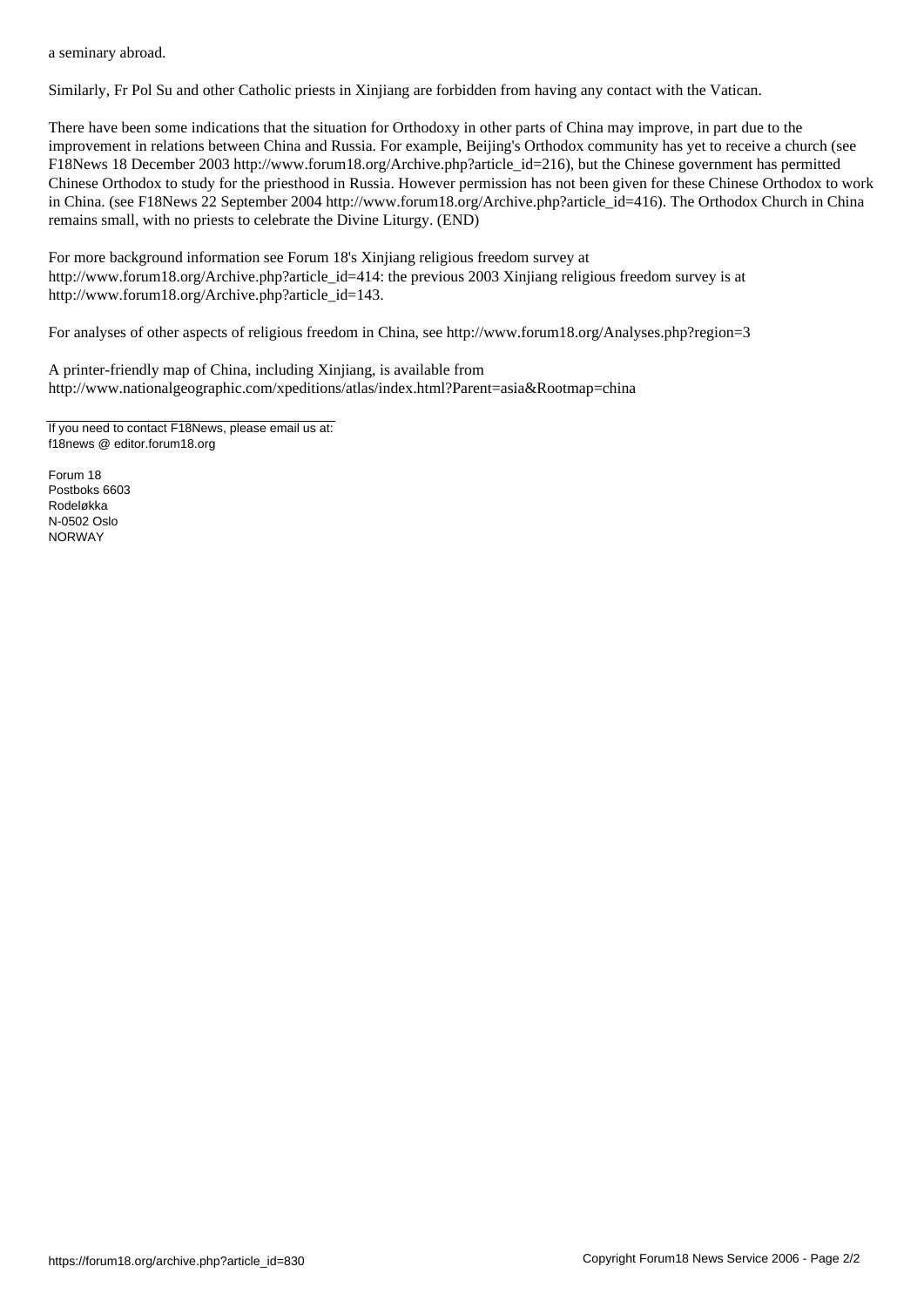a seminary abroad.

Similarly, Fr Pol Su and other Catholic priests in Xinjiang are forbidden from having any contact with the Vatican.

There have been some indications that the situation for Orthodoxy in other parts of China may improve, in part due to the improvement in relations between China and Russia. For example, Beijing's Orthodox community has yet to receive a church (see F18News 18 December 2003 http://www.forum18.org/Archive.php?article_id=216), but the Chinese government has permitted Chinese Orthodox to study for the priesthood in Russia. However permission has not been given for these Chinese Orthodox to work in China. (see F18News 22 September 2004 http://www.forum18.org/Archive.php?article_id=416). The Orthodox Church in China remains small, with no priests to celebrate the Divine Liturgy. (END)

For more background information see Forum 18's Xinjiang religious freedom survey at http://www.forum18.org/Archive.php?article_id=414: the previous 2003 Xinjiang religious freedom survey is at http://www.forum18.org/Archive.php?article_id=143.

For analyses of other aspects of religious freedom in China, see http://www.forum18.org/Analyses.php?region=3

A printer-friendly map of China, including Xinjiang, is available from http://www.nationalgeographic.com/xpeditions/atlas/index.html?Parent=asia&Rootmap=china

---

If you need to contact F18News, please email us at:
f18news @ editor.forum18.org

Forum 18
Postboks 6603
Rodeløkka
N-0502 Oslo
NORWAY